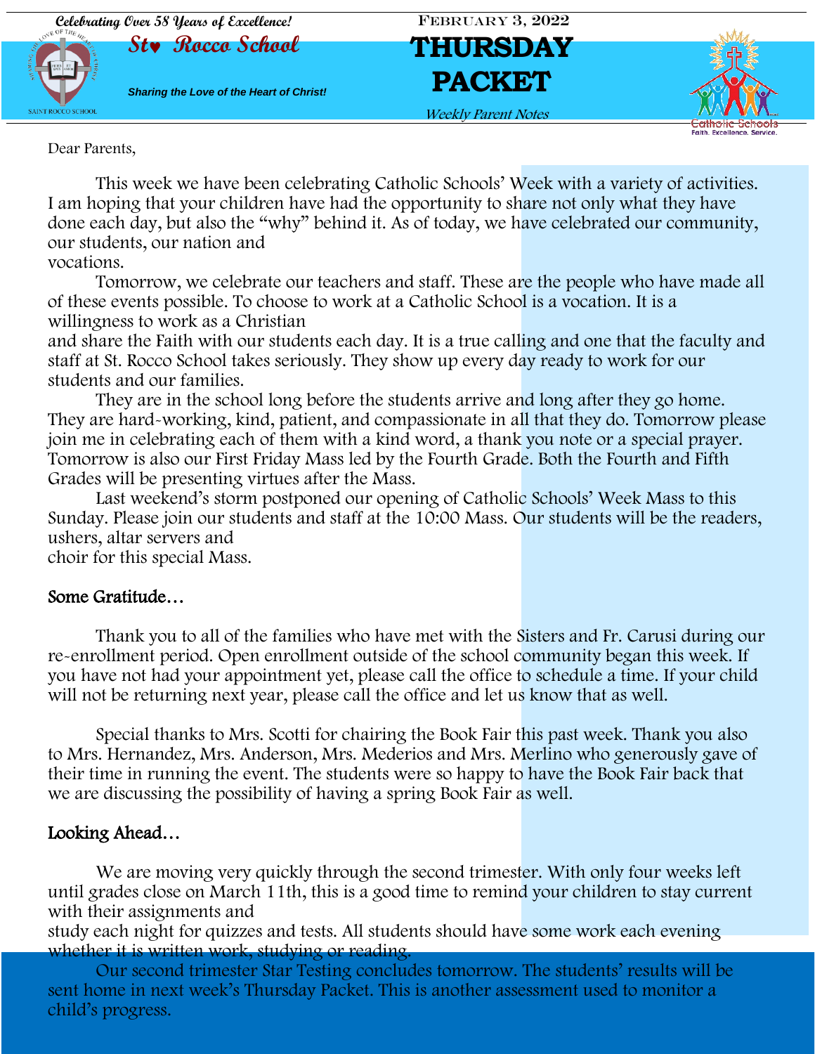Celebrating Over 58 Years of Excellence!

**St. Rocco School**

*Sharing the Love of the Heart of Christ!*

February 3, 2022

# THURSDAY PACKET

*Weekly Parent Notes*

Dear Parents,

This week we have been celebrating Catholic Schools' Week with a variety of activities. I am hoping that your children have had the opportunity to share not only what they have done each day, but also the "why" behind it. As of today, we have celebrated our community, our students, our nation and vocations.

Tomorrow, we celebrate our teachers and staff. These are the people who have made all of these events possible. To choose to work at a Catholic School is a vocation. It is a willingness to work as a Christian and share the Faith with our students each day. It is a true calling and one that the faculty and staff at St. Rocco School takes seriously. They show up every day ready to work for our students and our families.

They are in the school long before the students arrive and long after they go home. They are hard-working, kind, patient, and compassionate in all that they do. Tomorrow please join me in celebrating each of them with a kind word, a thank you note or a special prayer. Tomorrow is also our First Friday Mass led by the Fourth Grade. Both the Fourth and Fifth Grades will be presenting virtues after the Mass.

Last weekend's storm postponed our opening of Catholic Schools' Week Mass to this Sunday. Please join our students and staff at the 10:00 Mass. Our students will be the readers, ushers, altar servers and choir for this special Mass.

## Some Gratitude…

Thank you to all of the families who have met with the Sisters and Fr. Carusi during our re-enrollment period. Open enrollment outside of the school community began this week. If you have not had your appointment yet, please call the office to schedule a time. If your child will not be returning next year, please call the office and let us know that as well.

Special thanks to Mrs. Scotti for chairing the Book Fair this past week. Thank you also to Mrs. Hernandez, Mrs. Anderson, Mrs. Mederios and Mrs. Merlino who generously gave of their time in running the event. The students were so happy to have the Book Fair back that we are discussing the possibility of having a spring Book Fair as well.

## Looking Ahead…

We are moving very quickly through the second trimester. With only four weeks left until grades close on March 11th, this is a good time to remind your children to stay current with their assignments and study each night for quizzes and tests. All students should have some work each evening whether it is written work, studying or reading.

Our second trimester Star Testing concludes tomorrow. The students' results will be sent home in next week's Thursday Packet. This is another assessment used to monitor a child's progress.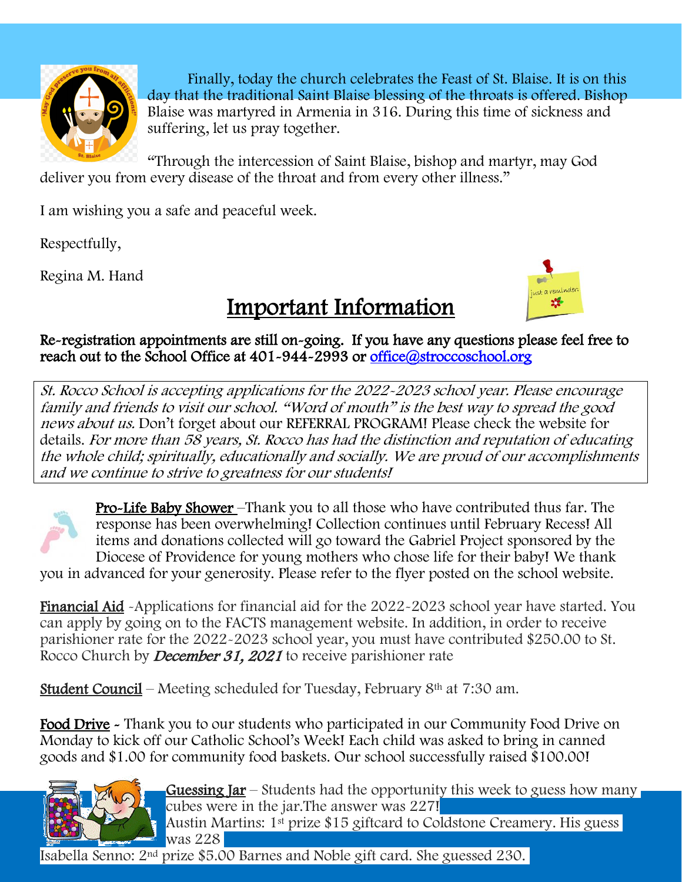Finally, today the church celebrates the Feast of St. Blaise. It is on this day that the traditional Saint Blaise blessing of the throats is offered. Bishop Blaise was martyred in Armenia in 316. During this time of sickness and suffering, let us pray together.

"Through the intercession of Saint Blaise, bishop and martyr, may God deliver you from every disease of the throat and from every other illness."

I am wishing you a safe and peaceful week.

Respectfully,

Regina M. Hand

# Important Information

**Re-registration appointments are still on-going. If you have any questions please feel free to reach out to the School Office at 401-944-2993 or office@stroccoschool.org**

*St. Rocco School is accepting applications for the 2022-2023 school year. Please encourage family and friends to visit our school. "Word of mouth" is the best way to spread the good news about us.* Don't forget about our REFERRAL PROGRAM! Please check the website for details. *For more than 58 years, St. Rocco has had the distinction and reputation of educating the whole child; spiritually, educationally and socially. We are proud of our accomplishments and we continue to strive to greatness for our students!*

**Pro-Life Baby Shower** –Thank you to all those who have contributed thus far. The response has been overwhelming! Collection continues until February Recess! All items and donations collected will go toward the Gabriel Project sponsored by the Diocese of Providence for young mothers who chose life for their baby! We thank you in advanced for your generosity. Please refer to the flyer posted on the school website.

**Financial Aid** -Applications for financial aid for the 2022-2023 school year have started. You can apply by going on to the FACTS management website. In addition, in order to receive parishioner rate for the 2022-2023 school year, you must have contributed $250.00 to St. Rocco Church by ***December 31, 2021*** to receive parishioner rate

**Student Council** – Meeting scheduled for Tuesday, February 8th at 7:30 am.

**Food Drive** - Thank you to our students who participated in our Community Food Drive on Monday to kick off our Catholic School's Week! Each child was asked to bring in canned goods and $1.00 for community food baskets. Our school successfully raised $100.00!

**Guessing Jar** – Students had the opportunity this week to guess how many cubes were in the jar.The answer was 227!
Austin Martins: 1st prize $15 giftcard to Coldstone Creamery. His guess was 228
Isabella Senno: 2nd prize $5.00 Barnes and Noble gift card. She guessed 230.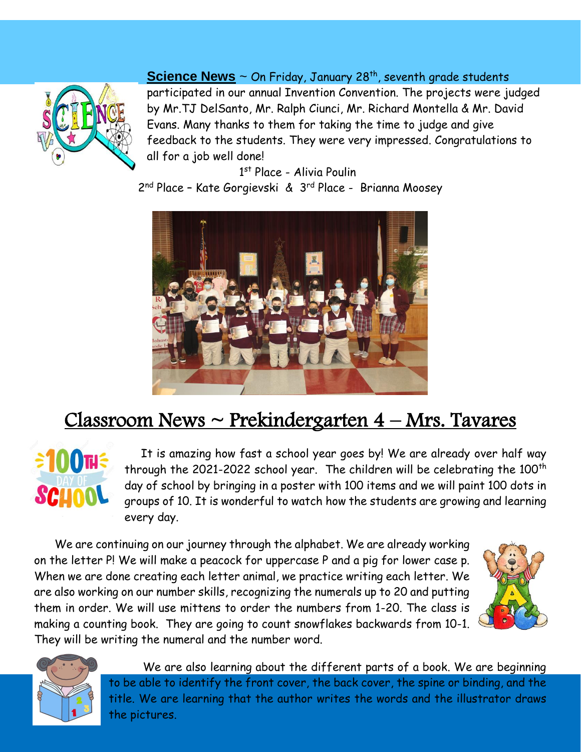**Science News** ~ On Friday, January 28th, seventh grade students participated in our annual Invention Convention. The projects were judged by Mr.TJ DelSanto, Mr. Ralph Ciunci, Mr. Richard Montella & Mr. David Evans. Many thanks to them for taking the time to judge and give feedback to the students. They were very impressed. Congratulations to all for a job well done!

1st Place - Alivia Poulin

2nd Place – Kate Gorgievski & 3rd Place - Brianna Moosey

# Classroom News ~ Prekindergarten 4 – Mrs. Tavares

It is amazing how fast a school year goes by! We are already over half way through the 2021-2022 school year. The children will be celebrating the 100th day of school by bringing in a poster with 100 items and we will paint 100 dots in groups of 10. It is wonderful to watch how the students are growing and learning every day.

We are continuing on our journey through the alphabet. We are already working on the letter P! We will make a peacock for uppercase P and a pig for lower case p. When we are done creating each letter animal, we practice writing each letter. We are also working on our number skills, recognizing the numerals up to 20 and putting them in order. We will use mittens to order the numbers from 1-20. The class is making a counting book. They are going to count snowflakes backwards from 10-1. They will be writing the numeral and the number word.

We are also learning about the different parts of a book. We are beginning to be able to identify the front cover, the back cover, the spine or binding, and the title. We are learning that the author writes the words and the illustrator draws the pictures.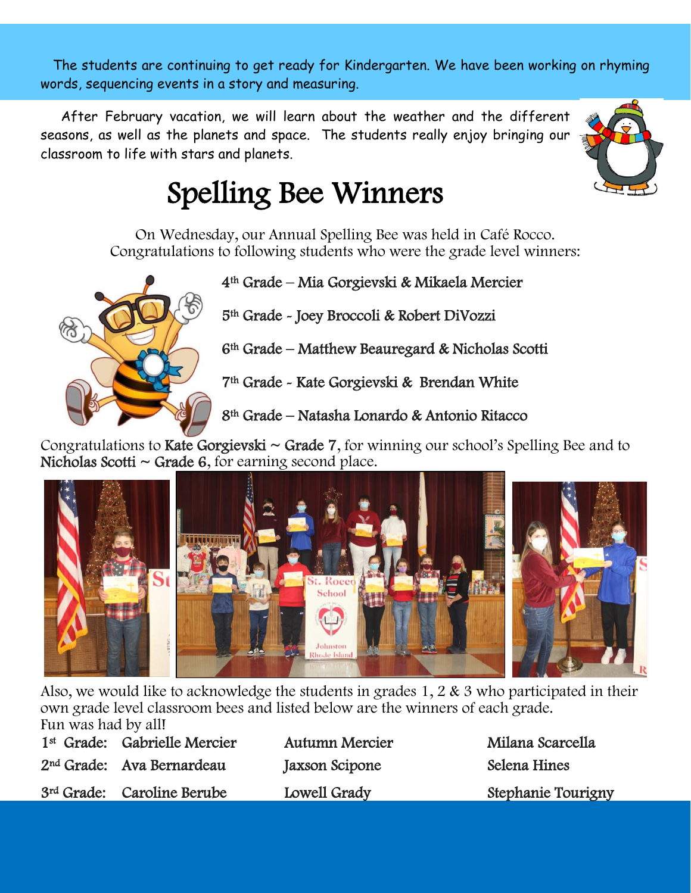The students are continuing to get ready for Kindergarten. We have been working on rhyming words, sequencing events in a story and measuring.

After February vacation, we will learn about the weather and the different seasons, as well as the planets and space. The students really enjoy bringing our classroom to life with stars and planets.

# Spelling Bee Winners

On Wednesday, our Annual Spelling Bee was held in Café Rocco.
Congratulations to following students who were the grade level winners:

4th Grade – Mia Gorgievski & Mikaela Mercier

5th Grade - Joey Broccoli & Robert DiVozzi

6th Grade – Matthew Beauregard & Nicholas Scotti

7th Grade - Kate Gorgievski & Brendan White

8th Grade – Natasha Lonardo & Antonio Ritacco

Congratulations to **Kate Gorgievski ~ Grade 7**, for winning our school's Spelling Bee and to **Nicholas Scotti ~ Grade 6**, for earning second place.

Also, we would like to acknowledge the students in grades 1, 2 & 3 who participated in their own grade level classroom bees and listed below are the winners of each grade.
Fun was had by all!

| | | | |
|---|---|---|---|
| 1st Grade: | Gabrielle Mercier | Autumn Mercier | Milana Scarcella |
| 2nd Grade: | Ava Bernardeau | Jaxson Scipone | Selena Hines |
| 3rd Grade: | Caroline Berube | Lowell Grady | Stephanie Tourigny |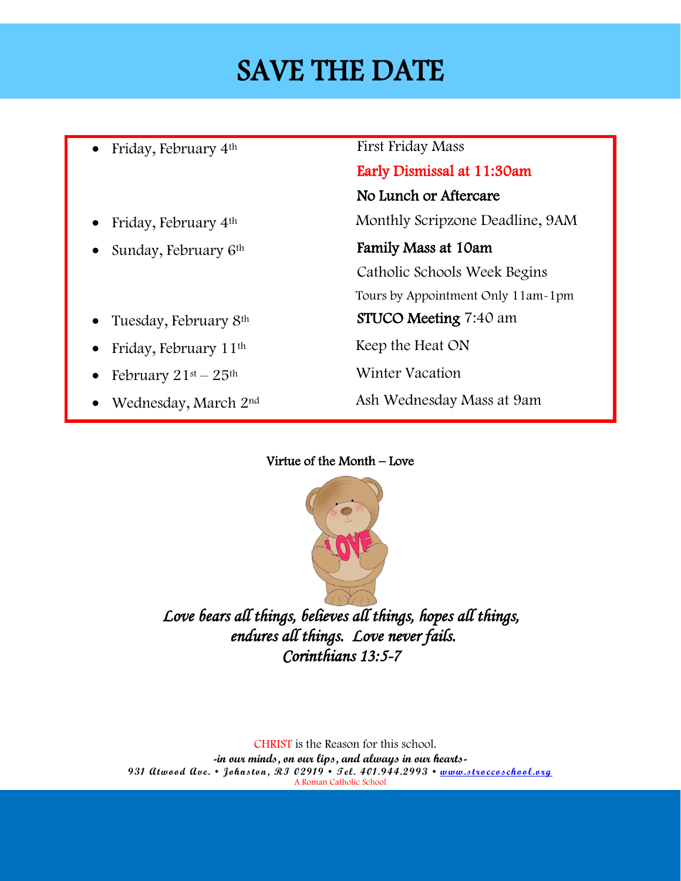# SAVE THE DATE

| | |
|---|---|
| • Friday, February 4th | First Friday Mass<br>Early Dismissal at 11:30am<br>**No Lunch or Aftercare** |
| • Friday, February 4th | Monthly Scripzone Deadline, 9AM |
| • Sunday, February 6th | **Family Mass at 10am**<br>Catholic Schools Week Begins<br>Tours by Appointment Only 11am-1pm |
| • Tuesday, February 8th | **STUCO Meeting** 7:40 am |
| • Friday, February 11th | Keep the Heat ON |
| • February 21st – 25th | Winter Vacation |
| • Wednesday, March 2nd | Ash Wednesday Mass at 9am |

Virtue of the Month – Love

***Love bears all things, believes all things, hopes all things, endures all things. Love never fails.***
***Corinthians 13:5-7***

CHRIST is the Reason for this school.
***-in our minds, on our lips, and always in our hearts-***
***931 Atwood Ave. • Johnston, RI 02919 • Tel. 401.944.2993 • www.stroccoschool.org***
A Roman Catholic School